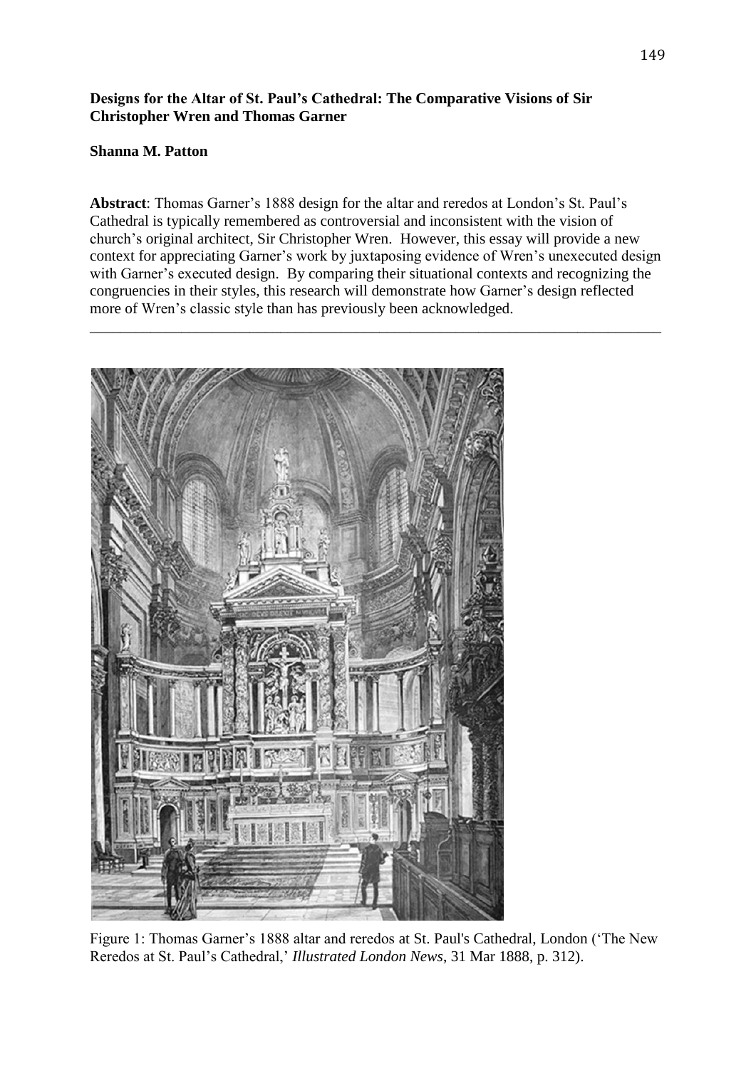**Designs for the Altar of St. Paul's Cathedral: The Comparative Visions of Sir Christopher Wren and Thomas Garner**

**Shanna M. Patton**

**Abstract**: Thomas Garner's 1888 design for the altar and reredos at London's St. Paul's Cathedral is typically remembered as controversial and inconsistent with the vision of church's original architect, Sir Christopher Wren. However, this essay will provide a new context for appreciating Garner's work by juxtaposing evidence of Wren's unexecuted design with Garner's executed design. By comparing their situational contexts and recognizing the congruencies in their styles, this research will demonstrate how Garner's design reflected more of Wren's classic style than has previously been acknowledged.

---

Figure 1: Thomas Garner's 1888 altar and reredos at St. Paul's Cathedral, London ('The New Reredos at St. Paul's Cathedral,' *Illustrated London News*, 31 Mar 1888, p. 312).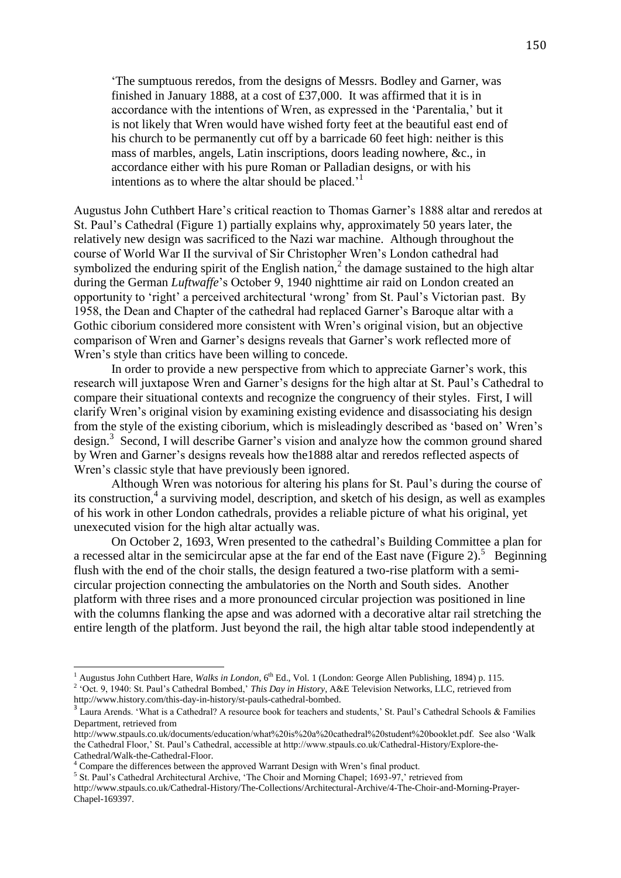> 'The sumptuous reredos, from the designs of Messrs. Bodley and Garner, was finished in January 1888, at a cost of £37,000. It was affirmed that it is in accordance with the intentions of Wren, as expressed in the 'Parentalia,' but it is not likely that Wren would have wished forty feet at the beautiful east end of his church to be permanently cut off by a barricade 60 feet high: neither is this mass of marbles, angels, Latin inscriptions, doors leading nowhere, &c., in accordance either with his pure Roman or Palladian designs, or with his intentions as to where the altar should be placed.'[1]

Augustus John Cuthbert Hare's critical reaction to Thomas Garner's 1888 altar and reredos at St. Paul's Cathedral (Figure 1) partially explains why, approximately 50 years later, the relatively new design was sacrificed to the Nazi war machine. Although throughout the course of World War II the survival of Sir Christopher Wren's London cathedral had symbolized the enduring spirit of the English nation,[2] the damage sustained to the high altar during the German *Luftwaffe*'s October 9, 1940 nighttime air raid on London created an opportunity to 'right' a perceived architectural 'wrong' from St. Paul's Victorian past. By 1958, the Dean and Chapter of the cathedral had replaced Garner's Baroque altar with a Gothic ciborium considered more consistent with Wren's original vision, but an objective comparison of Wren and Garner's designs reveals that Garner's work reflected more of Wren's style than critics have been willing to concede.

In order to provide a new perspective from which to appreciate Garner's work, this research will juxtapose Wren and Garner's designs for the high altar at St. Paul's Cathedral to compare their situational contexts and recognize the congruency of their styles. First, I will clarify Wren's original vision by examining existing evidence and disassociating his design from the style of the existing ciborium, which is misleadingly described as 'based on' Wren's design.[3] Second, I will describe Garner's vision and analyze how the common ground shared by Wren and Garner's designs reveals how the1888 altar and reredos reflected aspects of Wren's classic style that have previously been ignored.

Although Wren was notorious for altering his plans for St. Paul's during the course of its construction,[4] a surviving model, description, and sketch of his design, as well as examples of his work in other London cathedrals, provides a reliable picture of what his original, yet unexecuted vision for the high altar actually was.

On October 2, 1693, Wren presented to the cathedral's Building Committee a plan for a recessed altar in the semicircular apse at the far end of the East nave (Figure 2).[5] Beginning flush with the end of the choir stalls, the design featured a two-rise platform with a semi-circular projection connecting the ambulatories on the North and South sides. Another platform with three rises and a more pronounced circular projection was positioned in line with the columns flanking the apse and was adorned with a decorative altar rail stretching the entire length of the platform. Just beyond the rail, the high altar table stood independently at

---

[1] Augustus John Cuthbert Hare, *Walks in London*, 6th Ed., Vol. 1 (London: George Allen Publishing, 1894) p. 115.

[2] 'Oct. 9, 1940: St. Paul's Cathedral Bombed,' *This Day in History*, A&E Television Networks, LLC, retrieved from http://www.history.com/this-day-in-history/st-pauls-cathedral-bombed.

[3] Laura Arends. 'What is a Cathedral? A resource book for teachers and students,' St. Paul's Cathedral Schools & Families Department, retrieved from http://www.stpauls.co.uk/documents/education/what%20is%20a%20cathedral%20student%20booklet.pdf. See also 'Walk the Cathedral Floor,' St. Paul's Cathedral, accessible at http://www.stpauls.co.uk/Cathedral-History/Explore-the-Cathedral/Walk-the-Cathedral-Floor.

[4] Compare the differences between the approved Warrant Design with Wren's final product.

[5] St. Paul's Cathedral Architectural Archive, 'The Choir and Morning Chapel; 1693-97,' retrieved from http://www.stpauls.co.uk/Cathedral-History/The-Collections/Architectural-Archive/4-The-Choir-and-Morning-Prayer-Chapel-169397.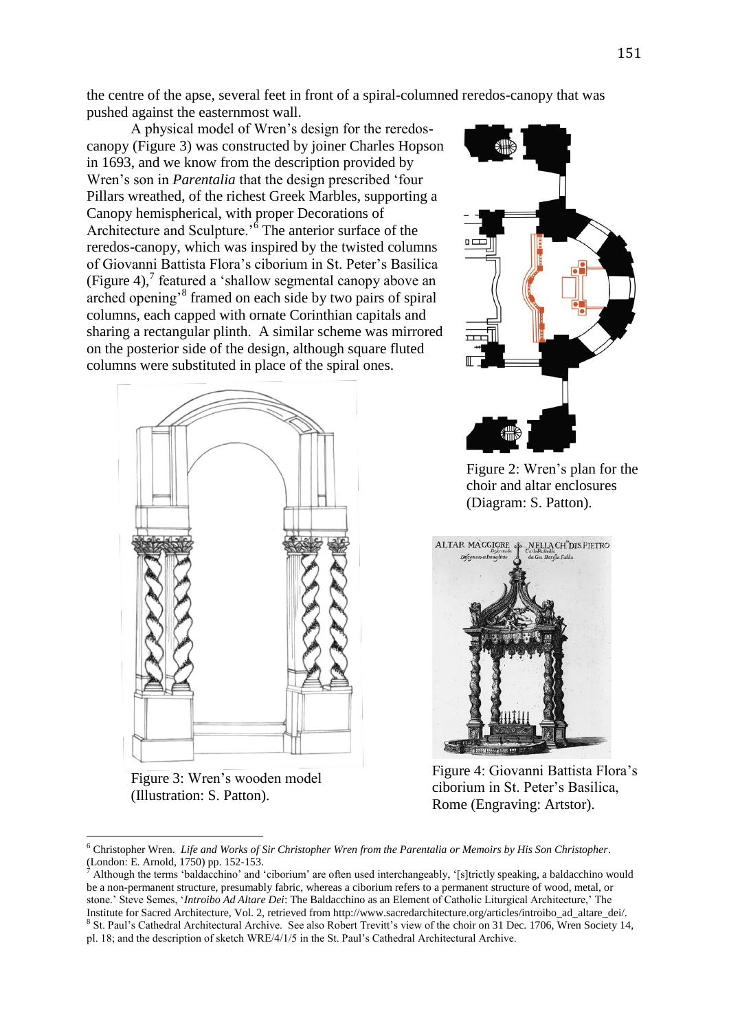the centre of the apse, several feet in front of a spiral-columned reredos-canopy that was pushed against the easternmost wall.

A physical model of Wren's design for the reredos-canopy (Figure 3) was constructed by joiner Charles Hopson in 1693, and we know from the description provided by Wren's son in *Parentalia* that the design prescribed 'four Pillars wreathed, of the richest Greek Marbles, supporting a Canopy hemispherical, with proper Decorations of Architecture and Sculpture.'[6] The anterior surface of the reredos-canopy, which was inspired by the twisted columns of Giovanni Battista Flora's ciborium in St. Peter's Basilica (Figure 4),[7] featured a 'shallow segmental canopy above an arched opening'[8] framed on each side by two pairs of spiral columns, each capped with ornate Corinthian capitals and sharing a rectangular plinth. A similar scheme was mirrored on the posterior side of the design, although square fluted columns were substituted in place of the spiral ones.

Figure 2: Wren's plan for the choir and altar enclosures (Diagram: S. Patton).

Figure 3: Wren's wooden model (Illustration: S. Patton).

Figure 4: Giovanni Battista Flora's ciborium in St. Peter's Basilica, Rome (Engraving: Artstor).

---

[6] Christopher Wren. *Life and Works of Sir Christopher Wren from the Parentalia or Memoirs by His Son Christopher*. (London: E. Arnold, 1750) pp. 152-153.

[7] Although the terms 'baldacchino' and 'ciborium' are often used interchangeably, '[s]trictly speaking, a baldacchino would be a non-permanent structure, presumably fabric, whereas a ciborium refers to a permanent structure of wood, metal, or stone.' Steve Semes, '*Introibo Ad Altare Dei*: The Baldacchino as an Element of Catholic Liturgical Architecture,' The Institute for Sacred Architecture, Vol. 2, retrieved from http://www.sacredarchitecture.org/articles/introibo_ad_altare_dei/.

[8] St. Paul's Cathedral Architectural Archive. See also Robert Trevitt's view of the choir on 31 Dec. 1706, Wren Society 14, pl. 18; and the description of sketch WRE/4/1/5 in the St. Paul's Cathedral Architectural Archive.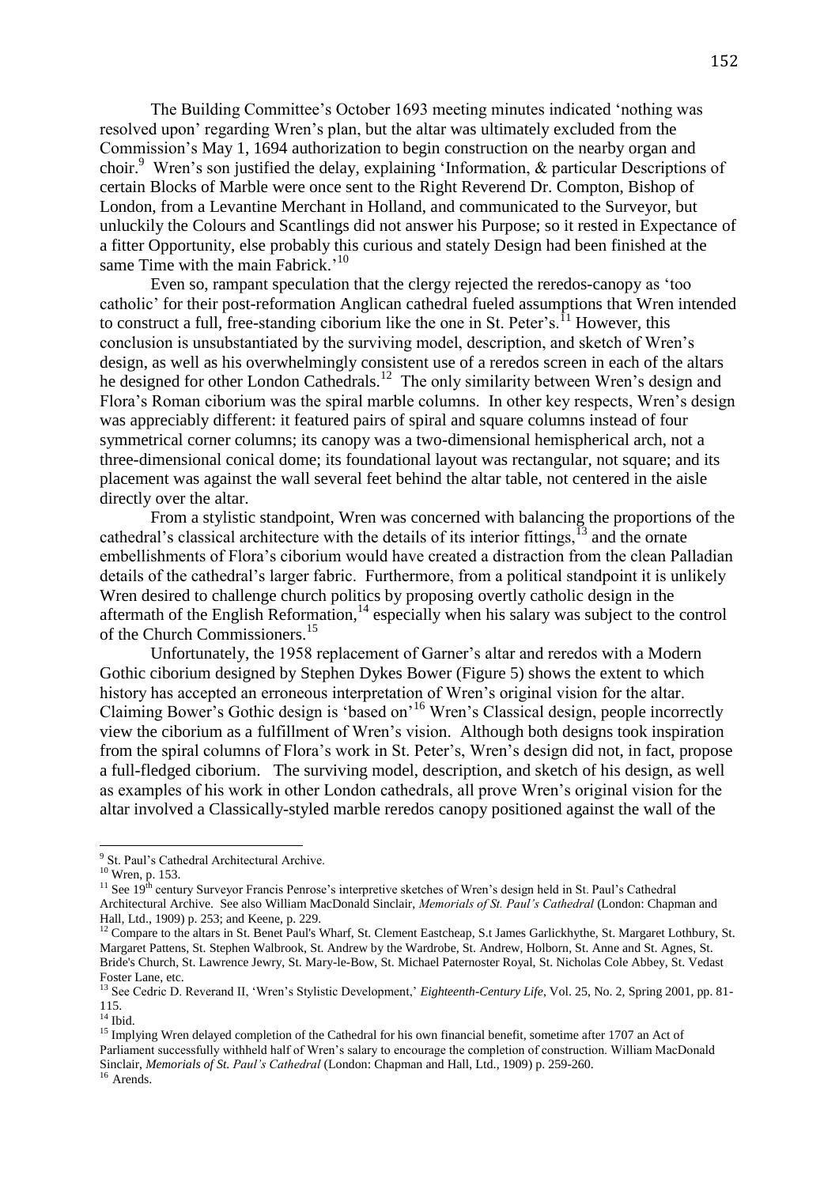The Building Committee's October 1693 meeting minutes indicated 'nothing was resolved upon' regarding Wren's plan, but the altar was ultimately excluded from the Commission's May 1, 1694 authorization to begin construction on the nearby organ and choir.[9] Wren's son justified the delay, explaining 'Information, & particular Descriptions of certain Blocks of Marble were once sent to the Right Reverend Dr. Compton, Bishop of London, from a Levantine Merchant in Holland, and communicated to the Surveyor, but unluckily the Colours and Scantlings did not answer his Purpose; so it rested in Expectance of a fitter Opportunity, else probably this curious and stately Design had been finished at the same Time with the main Fabrick.'[10]

Even so, rampant speculation that the clergy rejected the reredos-canopy as 'too catholic' for their post-reformation Anglican cathedral fueled assumptions that Wren intended to construct a full, free-standing ciborium like the one in St. Peter's.[11] However, this conclusion is unsubstantiated by the surviving model, description, and sketch of Wren's design, as well as his overwhelmingly consistent use of a reredos screen in each of the altars he designed for other London Cathedrals.[12] The only similarity between Wren's design and Flora's Roman ciborium was the spiral marble columns. In other key respects, Wren's design was appreciably different: it featured pairs of spiral and square columns instead of four symmetrical corner columns; its canopy was a two-dimensional hemispherical arch, not a three-dimensional conical dome; its foundational layout was rectangular, not square; and its placement was against the wall several feet behind the altar table, not centered in the aisle directly over the altar.

From a stylistic standpoint, Wren was concerned with balancing the proportions of the cathedral's classical architecture with the details of its interior fittings,[13] and the ornate embellishments of Flora's ciborium would have created a distraction from the clean Palladian details of the cathedral's larger fabric. Furthermore, from a political standpoint it is unlikely Wren desired to challenge church politics by proposing overtly catholic design in the aftermath of the English Reformation,[14] especially when his salary was subject to the control of the Church Commissioners.[15]

Unfortunately, the 1958 replacement of Garner's altar and reredos with a Modern Gothic ciborium designed by Stephen Dykes Bower (Figure 5) shows the extent to which history has accepted an erroneous interpretation of Wren's original vision for the altar. Claiming Bower's Gothic design is 'based on'[16] Wren's Classical design, people incorrectly view the ciborium as a fulfillment of Wren's vision. Although both designs took inspiration from the spiral columns of Flora's work in St. Peter's, Wren's design did not, in fact, propose a full-fledged ciborium. The surviving model, description, and sketch of his design, as well as examples of his work in other London cathedrals, all prove Wren's original vision for the altar involved a Classically-styled marble reredos canopy positioned against the wall of the

---

[9] St. Paul's Cathedral Architectural Archive.

[10] Wren, p. 153.

[11] See 19th century Surveyor Francis Penrose's interpretive sketches of Wren's design held in St. Paul's Cathedral Architectural Archive. See also William MacDonald Sinclair, *Memorials of St. Paul's Cathedral* (London: Chapman and Hall, Ltd., 1909) p. 253; and Keene, p. 229.

[12] Compare to the altars in St. Benet Paul's Wharf, St. Clement Eastcheap, S.t James Garlickhythe, St. Margaret Lothbury, St. Margaret Pattens, St. Stephen Walbrook, St. Andrew by the Wardrobe, St. Andrew, Holborn, St. Anne and St. Agnes, St. Bride's Church, St. Lawrence Jewry, St. Mary-le-Bow, St. Michael Paternoster Royal, St. Nicholas Cole Abbey, St. Vedast Foster Lane, etc.

[13] See Cedric D. Reverand II, 'Wren's Stylistic Development,' *Eighteenth-Century Life*, Vol. 25, No. 2, Spring 2001, pp. 81-115.

[14] Ibid.

[15] Implying Wren delayed completion of the Cathedral for his own financial benefit, sometime after 1707 an Act of Parliament successfully withheld half of Wren's salary to encourage the completion of construction. William MacDonald Sinclair, *Memorials of St. Paul's Cathedral* (London: Chapman and Hall, Ltd., 1909) p. 259-260.

[16] Arends.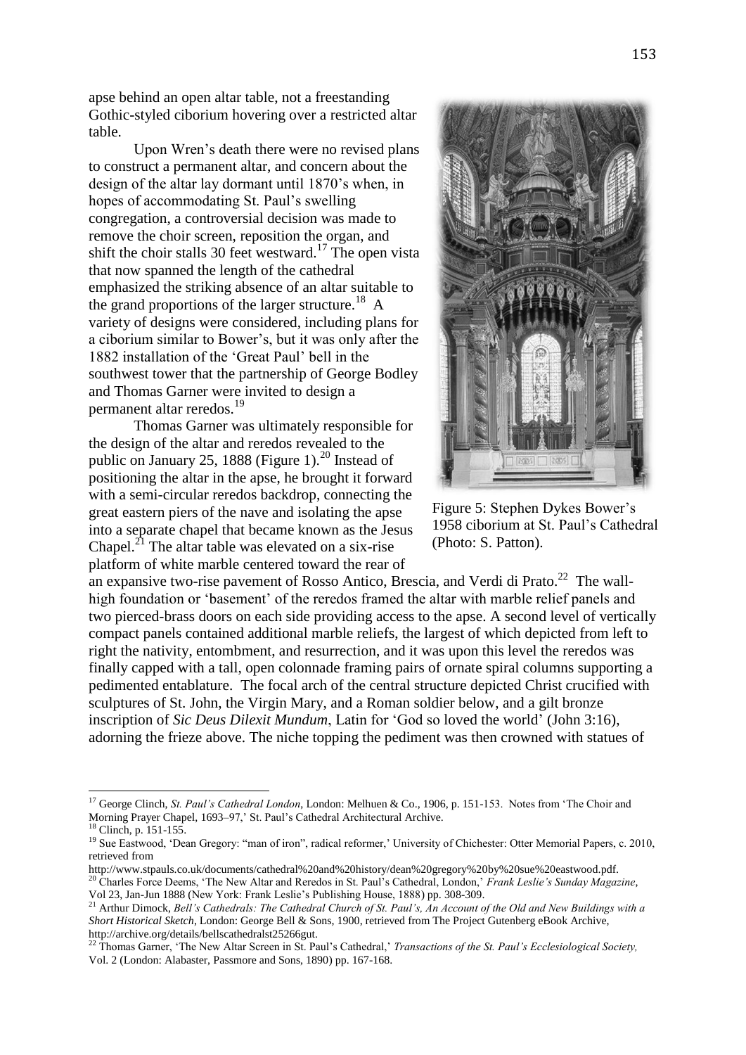apse behind an open altar table, not a freestanding Gothic-styled ciborium hovering over a restricted altar table.

Upon Wren's death there were no revised plans to construct a permanent altar, and concern about the design of the altar lay dormant until 1870's when, in hopes of accommodating St. Paul's swelling congregation, a controversial decision was made to remove the choir screen, reposition the organ, and shift the choir stalls 30 feet westward.[17] The open vista that now spanned the length of the cathedral emphasized the striking absence of an altar suitable to the grand proportions of the larger structure.[18] A variety of designs were considered, including plans for a ciborium similar to Bower's, but it was only after the 1882 installation of the 'Great Paul' bell in the southwest tower that the partnership of George Bodley and Thomas Garner were invited to design a permanent altar reredos.[19]

Thomas Garner was ultimately responsible for the design of the altar and reredos revealed to the public on January 25, 1888 (Figure 1).[20] Instead of positioning the altar in the apse, he brought it forward with a semi-circular reredos backdrop, connecting the great eastern piers of the nave and isolating the apse into a separate chapel that became known as the Jesus Chapel.[21] The altar table was elevated on a six-rise platform of white marble centered toward the rear of an expansive two-rise pavement of Rosso Antico, Brescia, and Verdi di Prato.[22] The wall-high foundation or 'basement' of the reredos framed the altar with marble relief panels and two pierced-brass doors on each side providing access to the apse. A second level of vertically compact panels contained additional marble reliefs, the largest of which depicted from left to right the nativity, entombment, and resurrection, and it was upon this level the reredos was finally capped with a tall, open colonnade framing pairs of ornate spiral columns supporting a pedimented entablature. The focal arch of the central structure depicted Christ crucified with sculptures of St. John, the Virgin Mary, and a Roman soldier below, and a gilt bronze inscription of *Sic Deus Dilexit Mundum*, Latin for 'God so loved the world' (John 3:16), adorning the frieze above. The niche topping the pediment was then crowned with statues of

Figure 5: Stephen Dykes Bower's 1958 ciborium at St. Paul's Cathedral (Photo: S. Patton).

---

[17] George Clinch, *St. Paul's Cathedral London*, London: Melhuen & Co., 1906, p. 151-153. Notes from 'The Choir and Morning Prayer Chapel, 1693–97,' St. Paul's Cathedral Architectural Archive.

[18] Clinch, p. 151-155.

[19] Sue Eastwood, 'Dean Gregory: "man of iron", radical reformer,' University of Chichester: Otter Memorial Papers, c. 2010, retrieved from http://www.stpauls.co.uk/documents/cathedral%20and%20history/dean%20gregory%20by%20sue%20eastwood.pdf.

[20] Charles Force Deems, 'The New Altar and Reredos in St. Paul's Cathedral, London,' *Frank Leslie's Sunday Magazine*, Vol 23, Jan-Jun 1888 (New York: Frank Leslie's Publishing House, 1888) pp. 308-309.

[21] Arthur Dimock, *Bell's Cathedrals: The Cathedral Church of St. Paul's, An Account of the Old and New Buildings with a Short Historical Sketch*, London: George Bell & Sons, 1900, retrieved from The Project Gutenberg eBook Archive, http://archive.org/details/bellscathedralst25266gut.

[22] Thomas Garner, 'The New Altar Screen in St. Paul's Cathedral,' *Transactions of the St. Paul's Ecclesiological Society,* Vol. 2 (London: Alabaster, Passmore and Sons, 1890) pp. 167-168.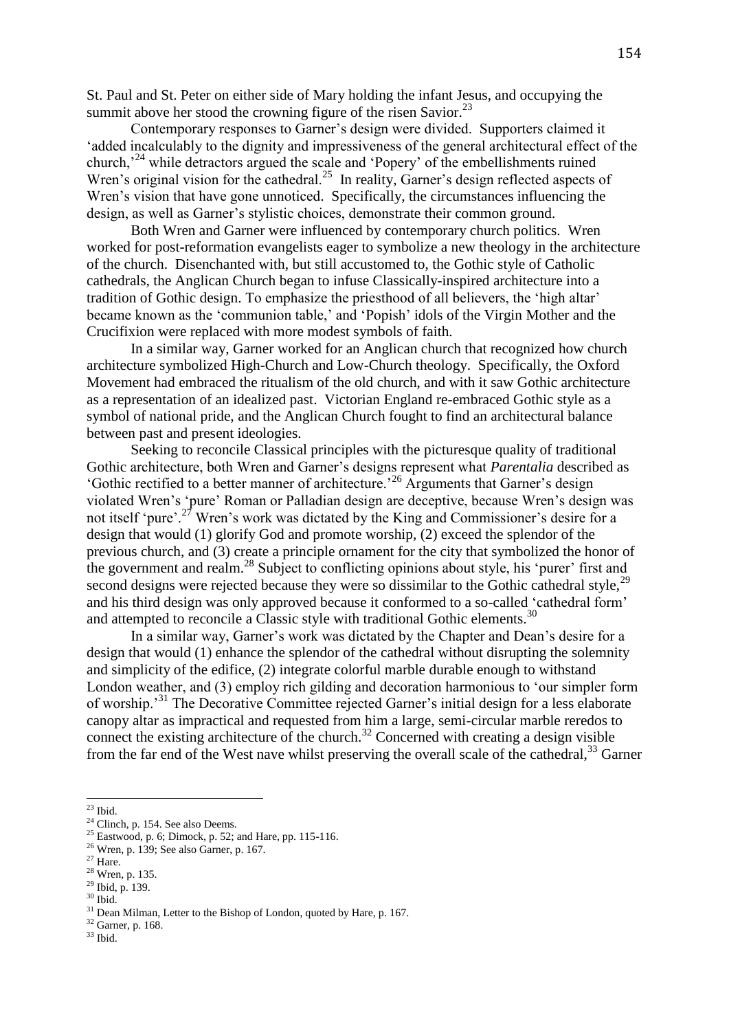St. Paul and St. Peter on either side of Mary holding the infant Jesus, and occupying the summit above her stood the crowning figure of the risen Savior.[23]

Contemporary responses to Garner's design were divided. Supporters claimed it 'added incalculably to the dignity and impressiveness of the general architectural effect of the church,'[24] while detractors argued the scale and 'Popery' of the embellishments ruined Wren's original vision for the cathedral.[25] In reality, Garner's design reflected aspects of Wren's vision that have gone unnoticed. Specifically, the circumstances influencing the design, as well as Garner's stylistic choices, demonstrate their common ground.

Both Wren and Garner were influenced by contemporary church politics. Wren worked for post-reformation evangelists eager to symbolize a new theology in the architecture of the church. Disenchanted with, but still accustomed to, the Gothic style of Catholic cathedrals, the Anglican Church began to infuse Classically-inspired architecture into a tradition of Gothic design. To emphasize the priesthood of all believers, the 'high altar' became known as the 'communion table,' and 'Popish' idols of the Virgin Mother and the Crucifixion were replaced with more modest symbols of faith.

In a similar way, Garner worked for an Anglican church that recognized how church architecture symbolized High-Church and Low-Church theology. Specifically, the Oxford Movement had embraced the ritualism of the old church, and with it saw Gothic architecture as a representation of an idealized past. Victorian England re-embraced Gothic style as a symbol of national pride, and the Anglican Church fought to find an architectural balance between past and present ideologies.

Seeking to reconcile Classical principles with the picturesque quality of traditional Gothic architecture, both Wren and Garner's designs represent what *Parentalia* described as 'Gothic rectified to a better manner of architecture.'[26] Arguments that Garner's design violated Wren's 'pure' Roman or Palladian design are deceptive, because Wren's design was not itself 'pure'.[27] Wren's work was dictated by the King and Commissioner's desire for a design that would (1) glorify God and promote worship, (2) exceed the splendor of the previous church, and (3) create a principle ornament for the city that symbolized the honor of the government and realm.[28] Subject to conflicting opinions about style, his 'purer' first and second designs were rejected because they were so dissimilar to the Gothic cathedral style,[29] and his third design was only approved because it conformed to a so-called 'cathedral form' and attempted to reconcile a Classic style with traditional Gothic elements.[30]

In a similar way, Garner's work was dictated by the Chapter and Dean's desire for a design that would (1) enhance the splendor of the cathedral without disrupting the solemnity and simplicity of the edifice, (2) integrate colorful marble durable enough to withstand London weather, and (3) employ rich gilding and decoration harmonious to 'our simpler form of worship.'[31] The Decorative Committee rejected Garner's initial design for a less elaborate canopy altar as impractical and requested from him a large, semi-circular marble reredos to connect the existing architecture of the church.[32] Concerned with creating a design visible from the far end of the West nave whilst preserving the overall scale of the cathedral,[33] Garner

---

[23] Ibid.
[24] Clinch, p. 154. See also Deems.
[25] Eastwood, p. 6; Dimock, p. 52; and Hare, pp. 115-116.
[26] Wren, p. 139; See also Garner, p. 167.
[27] Hare.
[28] Wren, p. 135.
[29] Ibid, p. 139.
[30] Ibid.
[31] Dean Milman, Letter to the Bishop of London, quoted by Hare, p. 167.
[32] Garner, p. 168.
[33] Ibid.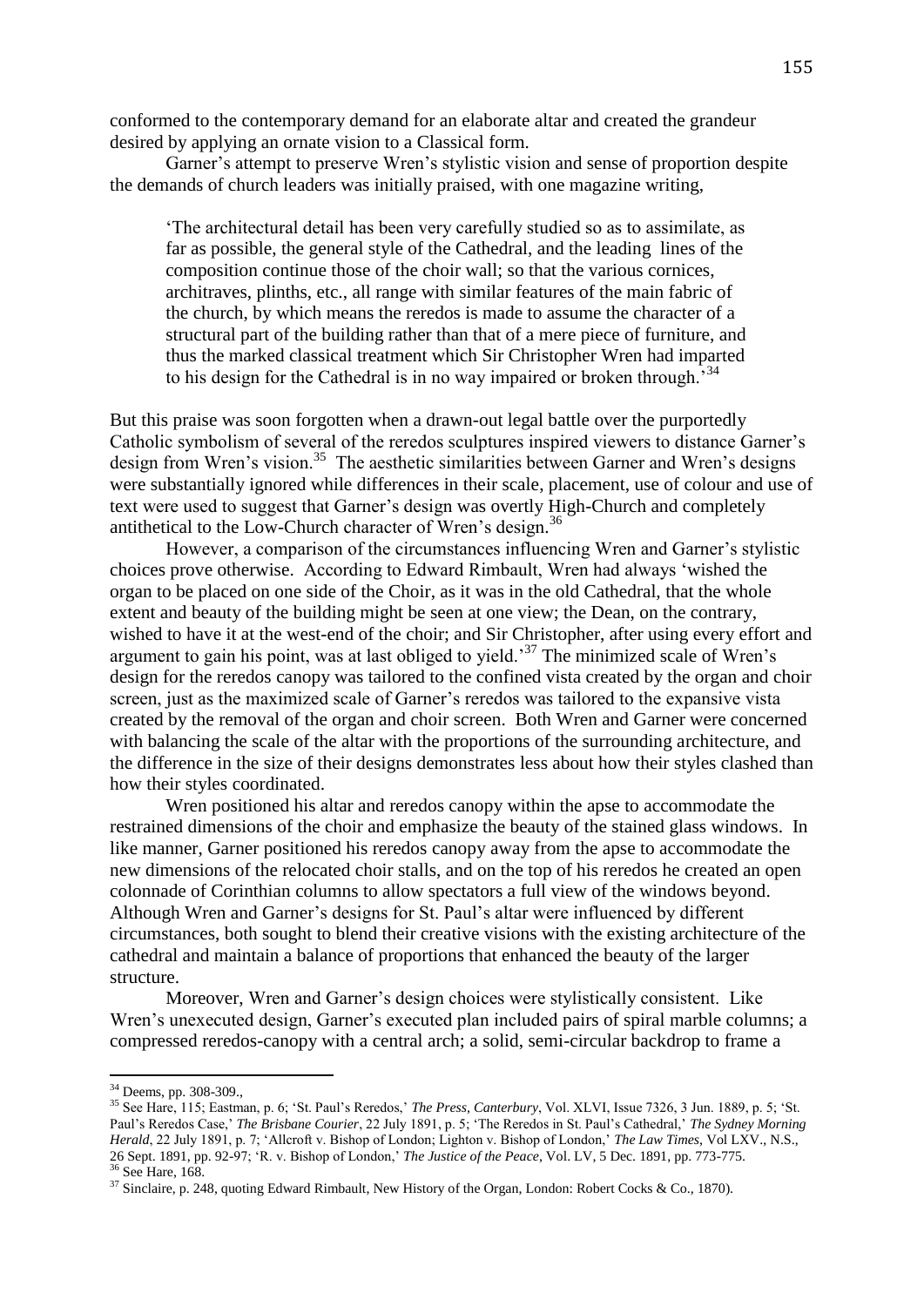conformed to the contemporary demand for an elaborate altar and created the grandeur desired by applying an ornate vision to a Classical form.

Garner's attempt to preserve Wren's stylistic vision and sense of proportion despite the demands of church leaders was initially praised, with one magazine writing,

> 'The architectural detail has been very carefully studied so as to assimilate, as far as possible, the general style of the Cathedral, and the leading lines of the composition continue those of the choir wall; so that the various cornices, architraves, plinths, etc., all range with similar features of the main fabric of the church, by which means the reredos is made to assume the character of a structural part of the building rather than that of a mere piece of furniture, and thus the marked classical treatment which Sir Christopher Wren had imparted to his design for the Cathedral is in no way impaired or broken through.'[34]

But this praise was soon forgotten when a drawn-out legal battle over the purportedly Catholic symbolism of several of the reredos sculptures inspired viewers to distance Garner's design from Wren's vision.[35] The aesthetic similarities between Garner and Wren's designs were substantially ignored while differences in their scale, placement, use of colour and use of text were used to suggest that Garner's design was overtly High-Church and completely antithetical to the Low-Church character of Wren's design.[36]

However, a comparison of the circumstances influencing Wren and Garner's stylistic choices prove otherwise. According to Edward Rimbault, Wren had always 'wished the organ to be placed on one side of the Choir, as it was in the old Cathedral, that the whole extent and beauty of the building might be seen at one view; the Dean, on the contrary, wished to have it at the west-end of the choir; and Sir Christopher, after using every effort and argument to gain his point, was at last obliged to yield.'[37] The minimized scale of Wren's design for the reredos canopy was tailored to the confined vista created by the organ and choir screen, just as the maximized scale of Garner's reredos was tailored to the expansive vista created by the removal of the organ and choir screen. Both Wren and Garner were concerned with balancing the scale of the altar with the proportions of the surrounding architecture, and the difference in the size of their designs demonstrates less about how their styles clashed than how their styles coordinated.

Wren positioned his altar and reredos canopy within the apse to accommodate the restrained dimensions of the choir and emphasize the beauty of the stained glass windows. In like manner, Garner positioned his reredos canopy away from the apse to accommodate the new dimensions of the relocated choir stalls, and on the top of his reredos he created an open colonnade of Corinthian columns to allow spectators a full view of the windows beyond. Although Wren and Garner's designs for St. Paul's altar were influenced by different circumstances, both sought to blend their creative visions with the existing architecture of the cathedral and maintain a balance of proportions that enhanced the beauty of the larger structure.

Moreover, Wren and Garner's design choices were stylistically consistent. Like Wren's unexecuted design, Garner's executed plan included pairs of spiral marble columns; a compressed reredos-canopy with a central arch; a solid, semi-circular backdrop to frame a

---

[34] Deems, pp. 308-309.,

[35] See Hare, 115; Eastman, p. 6; 'St. Paul's Reredos,' *The Press, Canterbury*, Vol. XLVI, Issue 7326, 3 Jun. 1889, p. 5; 'St. Paul's Reredos Case,' *The Brisbane Courier*, 22 July 1891, p. 5; 'The Reredos in St. Paul's Cathedral,' *The Sydney Morning Herald*, 22 July 1891, p. 7; 'Allcroft v. Bishop of London; Lighton v. Bishop of London,' *The Law Times*, Vol LXV., N.S., 26 Sept. 1891, pp. 92-97; 'R. v. Bishop of London,' *The Justice of the Peace*, Vol. LV, 5 Dec. 1891, pp. 773-775.

[36] See Hare, 168.

[37] Sinclaire, p. 248, quoting Edward Rimbault, New History of the Organ, London: Robert Cocks & Co., 1870).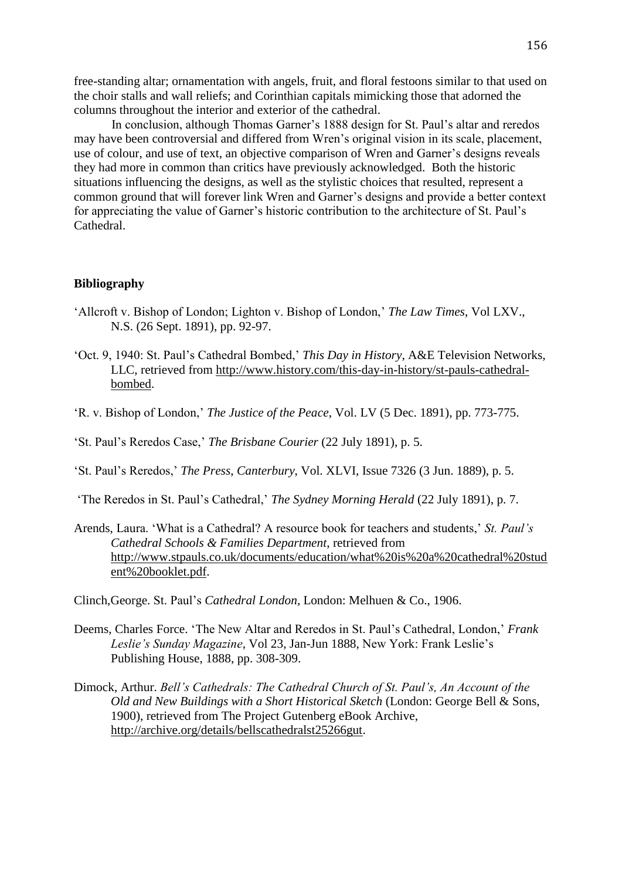free-standing altar; ornamentation with angels, fruit, and floral festoons similar to that used on the choir stalls and wall reliefs; and Corinthian capitals mimicking those that adorned the columns throughout the interior and exterior of the cathedral.

In conclusion, although Thomas Garner's 1888 design for St. Paul's altar and reredos may have been controversial and differed from Wren's original vision in its scale, placement, use of colour, and use of text, an objective comparison of Wren and Garner's designs reveals they had more in common than critics have previously acknowledged. Both the historic situations influencing the designs, as well as the stylistic choices that resulted, represent a common ground that will forever link Wren and Garner's designs and provide a better context for appreciating the value of Garner's historic contribution to the architecture of St. Paul's Cathedral.

**Bibliography**

'Allcroft v. Bishop of London; Lighton v. Bishop of London,' *The Law Times*, Vol LXV., N.S. (26 Sept. 1891), pp. 92-97.

'Oct. 9, 1940: St. Paul's Cathedral Bombed,' *This Day in History*, A&E Television Networks, LLC, retrieved from http://www.history.com/this-day-in-history/st-pauls-cathedral-bombed.

'R. v. Bishop of London,' *The Justice of the Peace*, Vol. LV (5 Dec. 1891), pp. 773-775.

'St. Paul's Reredos Case,' *The Brisbane Courier* (22 July 1891), p. 5.

'St. Paul's Reredos,' *The Press*, *Canterbury*, Vol. XLVI, Issue 7326 (3 Jun. 1889), p. 5.

'The Reredos in St. Paul's Cathedral,' *The Sydney Morning Herald* (22 July 1891), p. 7.

Arends, Laura. 'What is a Cathedral? A resource book for teachers and students,' *St. Paul's Cathedral Schools & Families Department*, retrieved from http://www.stpauls.co.uk/documents/education/what%20is%20a%20cathedral%20student%20booklet.pdf.

Clinch,George. St. Paul's *Cathedral London*, London: Melhuen & Co., 1906.

Deems, Charles Force. 'The New Altar and Reredos in St. Paul's Cathedral, London,' *Frank Leslie's Sunday Magazine*, Vol 23, Jan-Jun 1888, New York: Frank Leslie's Publishing House, 1888, pp. 308-309.

Dimock, Arthur. *Bell's Cathedrals: The Cathedral Church of St. Paul's, An Account of the Old and New Buildings with a Short Historical Sketch* (London: George Bell & Sons, 1900), retrieved from The Project Gutenberg eBook Archive, http://archive.org/details/bellscathedralst25266gut.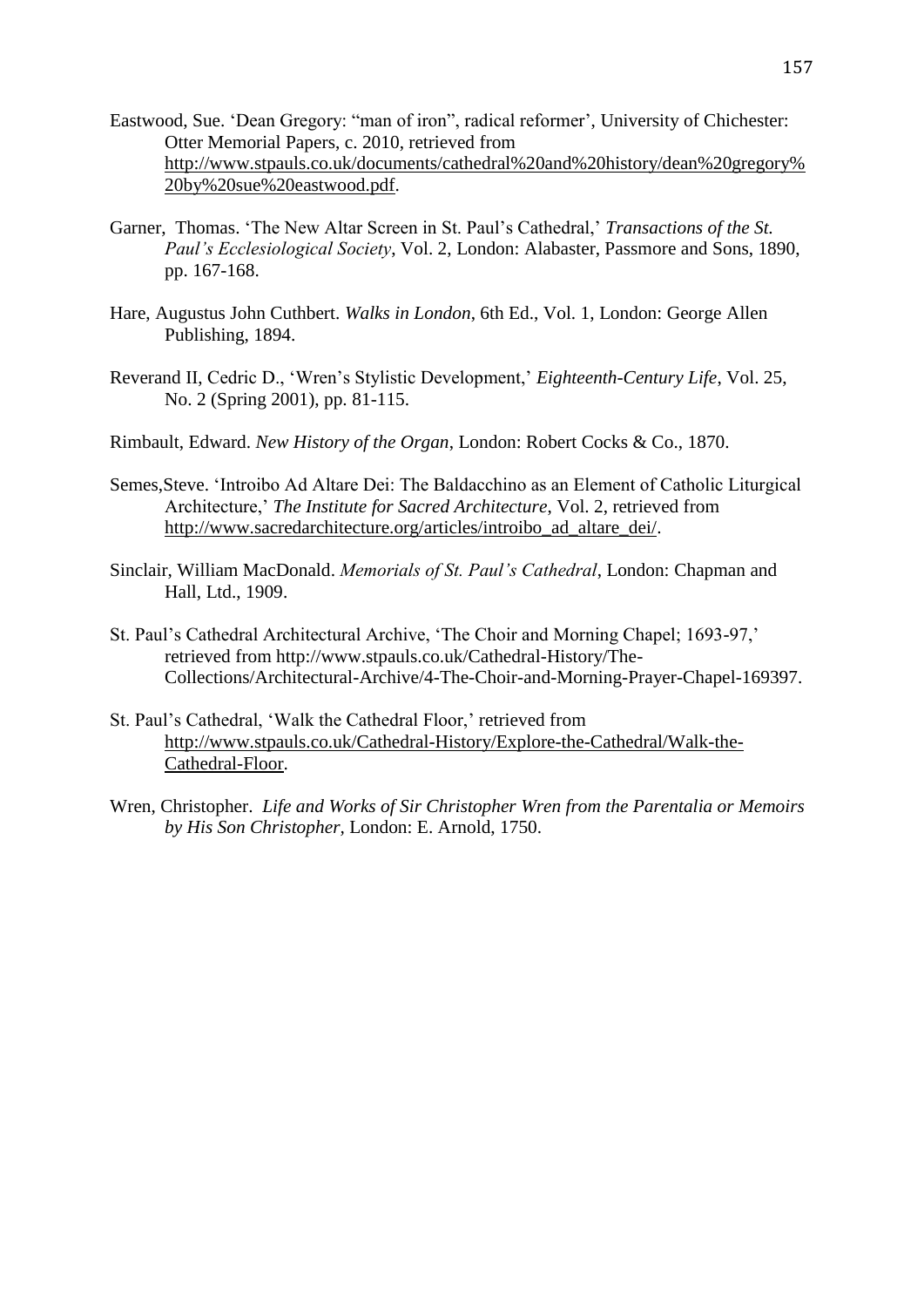Eastwood, Sue. 'Dean Gregory: "man of iron", radical reformer', University of Chichester: Otter Memorial Papers, c. 2010, retrieved from http://www.stpauls.co.uk/documents/cathedral%20and%20history/dean%20gregory%20by%20sue%20eastwood.pdf.

Garner, Thomas. 'The New Altar Screen in St. Paul's Cathedral,' *Transactions of the St. Paul's Ecclesiological Society*, Vol. 2, London: Alabaster, Passmore and Sons, 1890, pp. 167-168.

Hare, Augustus John Cuthbert. *Walks in London*, 6th Ed., Vol. 1, London: George Allen Publishing, 1894.

Reverand II, Cedric D., 'Wren's Stylistic Development,' *Eighteenth-Century Life*, Vol. 25, No. 2 (Spring 2001), pp. 81-115.

Rimbault, Edward. *New History of the Organ*, London: Robert Cocks & Co., 1870.

Semes,Steve. 'Introibo Ad Altare Dei: The Baldacchino as an Element of Catholic Liturgical Architecture,' *The Institute for Sacred Architecture*, Vol. 2, retrieved from http://www.sacredarchitecture.org/articles/introibo_ad_altare_dei/.

Sinclair, William MacDonald. *Memorials of St. Paul's Cathedral*, London: Chapman and Hall, Ltd., 1909.

St. Paul's Cathedral Architectural Archive, 'The Choir and Morning Chapel; 1693-97,' retrieved from http://www.stpauls.co.uk/Cathedral-History/The-Collections/Architectural-Archive/4-The-Choir-and-Morning-Prayer-Chapel-169397.

St. Paul's Cathedral, 'Walk the Cathedral Floor,' retrieved from http://www.stpauls.co.uk/Cathedral-History/Explore-the-Cathedral/Walk-the-Cathedral-Floor.

Wren, Christopher. *Life and Works of Sir Christopher Wren from the Parentalia or Memoirs by His Son Christopher*, London: E. Arnold, 1750.